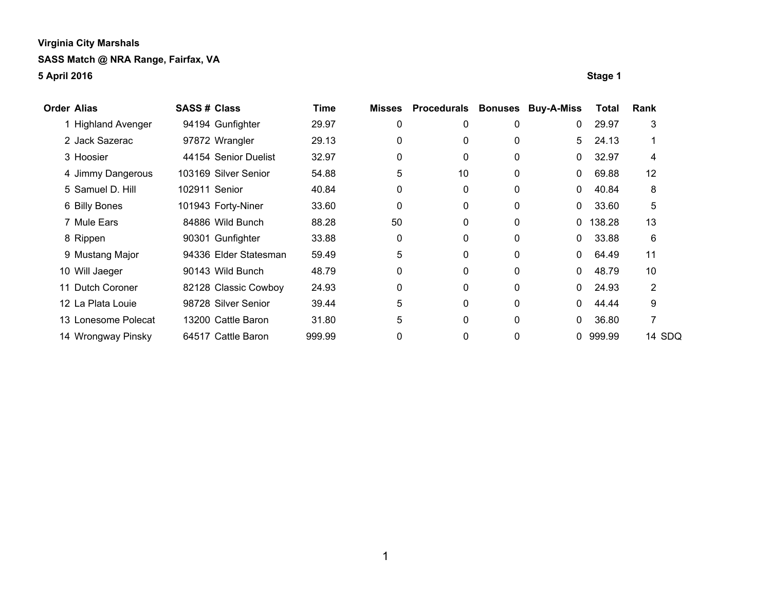**Virginia City Marshals**

**SASS Match @ NRA Range, Fairfax, VA**

**5 April 2016**

**Stage 1**

| Order | Alias | SASS # | Class | Time | Misses | Procedurals | Bonuses | Buy-A-Miss | Total | Rank | |
|---|---|---|---|---|---|---|---|---|---|---|---|
| 1 | Highland Avenger | 94194 | Gunfighter | 29.97 | 0 | 0 | 0 | 0 | 29.97 | 3 | |
| 2 | Jack Sazerac | 97872 | Wrangler | 29.13 | 0 | 0 | 0 | 5 | 24.13 | 1 | |
| 3 | Hoosier | 44154 | Senior Duelist | 32.97 | 0 | 0 | 0 | 0 | 32.97 | 4 | |
| 4 | Jimmy Dangerous | 103169 | Silver Senior | 54.88 | 5 | 10 | 0 | 0 | 69.88 | 12 | |
| 5 | Samuel D. Hill | 102911 | Senior | 40.84 | 0 | 0 | 0 | 0 | 40.84 | 8 | |
| 6 | Billy Bones | 101943 | Forty-Niner | 33.60 | 0 | 0 | 0 | 0 | 33.60 | 5 | |
| 7 | Mule Ears | 84886 | Wild Bunch | 88.28 | 50 | 0 | 0 | 0 | 138.28 | 13 | |
| 8 | Rippen | 90301 | Gunfighter | 33.88 | 0 | 0 | 0 | 0 | 33.88 | 6 | |
| 9 | Mustang Major | 94336 | Elder Statesman | 59.49 | 5 | 0 | 0 | 0 | 64.49 | 11 | |
| 10 | Will Jaeger | 90143 | Wild Bunch | 48.79 | 0 | 0 | 0 | 0 | 48.79 | 10 | |
| 11 | Dutch Coroner | 82128 | Classic Cowboy | 24.93 | 0 | 0 | 0 | 0 | 24.93 | 2 | |
| 12 | La Plata Louie | 98728 | Silver Senior | 39.44 | 5 | 0 | 0 | 0 | 44.44 | 9 | |
| 13 | Lonesome Polecat | 13200 | Cattle Baron | 31.80 | 5 | 0 | 0 | 0 | 36.80 | 7 | |
| 14 | Wrongway Pinsky | 64517 | Cattle Baron | 999.99 | 0 | 0 | 0 | 0 | 999.99 | 14 | SDQ |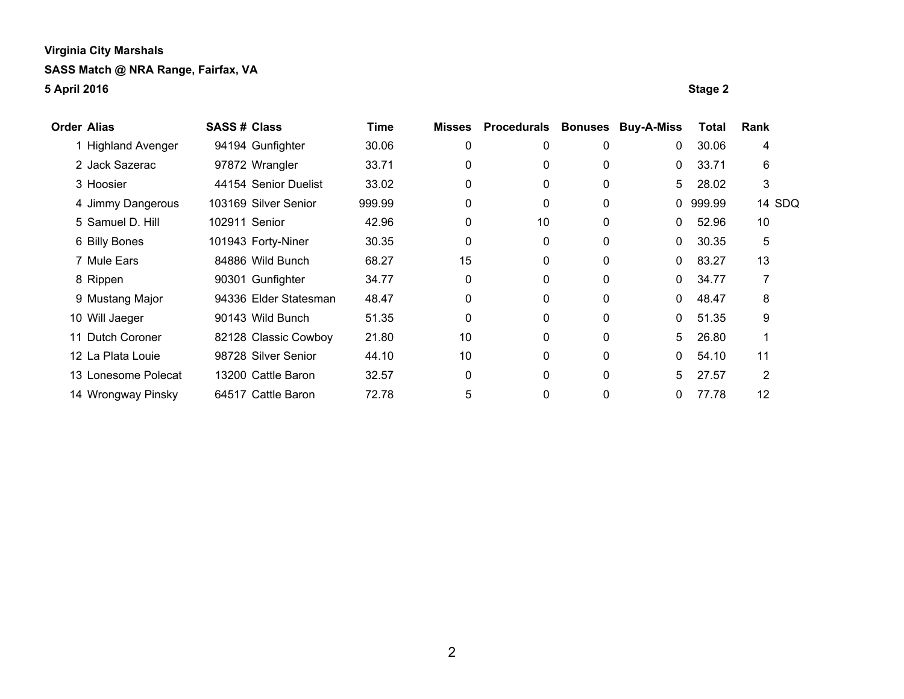**Virginia City Marshals**

**SASS Match @ NRA Range, Fairfax, VA**

**5 April 2016**

**Stage 2**

| Order | Alias | SASS # | Class | Time | Misses | Procedurals | Bonuses | Buy-A-Miss | Total | Rank | |
|---|---|---|---|---|---|---|---|---|---|---|---|
| 1 | Highland Avenger | 94194 | Gunfighter | 30.06 | 0 | 0 | 0 | 0 | 30.06 | 4 | |
| 2 | Jack Sazerac | 97872 | Wrangler | 33.71 | 0 | 0 | 0 | 0 | 33.71 | 6 | |
| 3 | Hoosier | 44154 | Senior Duelist | 33.02 | 0 | 0 | 0 | 5 | 28.02 | 3 | |
| 4 | Jimmy Dangerous | 103169 | Silver Senior | 999.99 | 0 | 0 | 0 | 0 | 999.99 | 14 | SDQ |
| 5 | Samuel D. Hill | 102911 | Senior | 42.96 | 0 | 10 | 0 | 0 | 52.96 | 10 | |
| 6 | Billy Bones | 101943 | Forty-Niner | 30.35 | 0 | 0 | 0 | 0 | 30.35 | 5 | |
| 7 | Mule Ears | 84886 | Wild Bunch | 68.27 | 15 | 0 | 0 | 0 | 83.27 | 13 | |
| 8 | Rippen | 90301 | Gunfighter | 34.77 | 0 | 0 | 0 | 0 | 34.77 | 7 | |
| 9 | Mustang Major | 94336 | Elder Statesman | 48.47 | 0 | 0 | 0 | 0 | 48.47 | 8 | |
| 10 | Will Jaeger | 90143 | Wild Bunch | 51.35 | 0 | 0 | 0 | 0 | 51.35 | 9 | |
| 11 | Dutch Coroner | 82128 | Classic Cowboy | 21.80 | 10 | 0 | 0 | 5 | 26.80 | 1 | |
| 12 | La Plata Louie | 98728 | Silver Senior | 44.10 | 10 | 0 | 0 | 0 | 54.10 | 11 | |
| 13 | Lonesome Polecat | 13200 | Cattle Baron | 32.57 | 0 | 0 | 0 | 5 | 27.57 | 2 | |
| 14 | Wrongway Pinsky | 64517 | Cattle Baron | 72.78 | 5 | 0 | 0 | 0 | 77.78 | 12 | |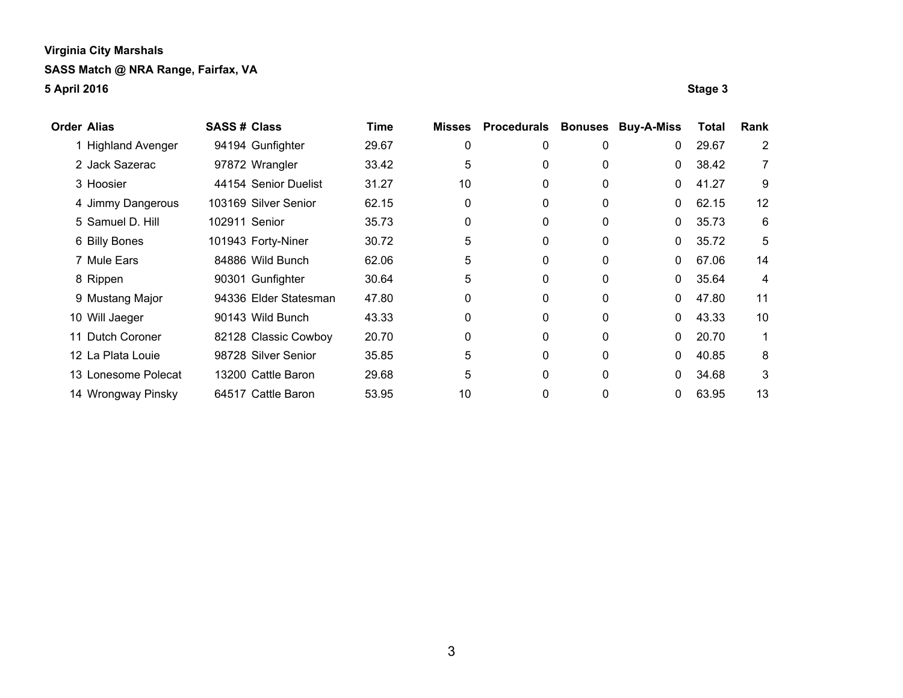**Virginia City Marshals**

**SASS Match @ NRA Range, Fairfax, VA**

**5 April 2016**

**Stage 3**

| Order | Alias | SASS # | Class | Time | Misses | Procedurals | Bonuses | Buy-A-Miss | Total | Rank |
|---|---|---|---|---|---|---|---|---|---|---|
| 1 | Highland Avenger | 94194 | Gunfighter | 29.67 | 0 | 0 | 0 | 0 | 29.67 | 2 |
| 2 | Jack Sazerac | 97872 | Wrangler | 33.42 | 5 | 0 | 0 | 0 | 38.42 | 7 |
| 3 | Hoosier | 44154 | Senior Duelist | 31.27 | 10 | 0 | 0 | 0 | 41.27 | 9 |
| 4 | Jimmy Dangerous | 103169 | Silver Senior | 62.15 | 0 | 0 | 0 | 0 | 62.15 | 12 |
| 5 | Samuel D. Hill | 102911 | Senior | 35.73 | 0 | 0 | 0 | 0 | 35.73 | 6 |
| 6 | Billy Bones | 101943 | Forty-Niner | 30.72 | 5 | 0 | 0 | 0 | 35.72 | 5 |
| 7 | Mule Ears | 84886 | Wild Bunch | 62.06 | 5 | 0 | 0 | 0 | 67.06 | 14 |
| 8 | Rippen | 90301 | Gunfighter | 30.64 | 5 | 0 | 0 | 0 | 35.64 | 4 |
| 9 | Mustang Major | 94336 | Elder Statesman | 47.80 | 0 | 0 | 0 | 0 | 47.80 | 11 |
| 10 | Will Jaeger | 90143 | Wild Bunch | 43.33 | 0 | 0 | 0 | 0 | 43.33 | 10 |
| 11 | Dutch Coroner | 82128 | Classic Cowboy | 20.70 | 0 | 0 | 0 | 0 | 20.70 | 1 |
| 12 | La Plata Louie | 98728 | Silver Senior | 35.85 | 5 | 0 | 0 | 0 | 40.85 | 8 |
| 13 | Lonesome Polecat | 13200 | Cattle Baron | 29.68 | 5 | 0 | 0 | 0 | 34.68 | 3 |
| 14 | Wrongway Pinsky | 64517 | Cattle Baron | 53.95 | 10 | 0 | 0 | 0 | 63.95 | 13 |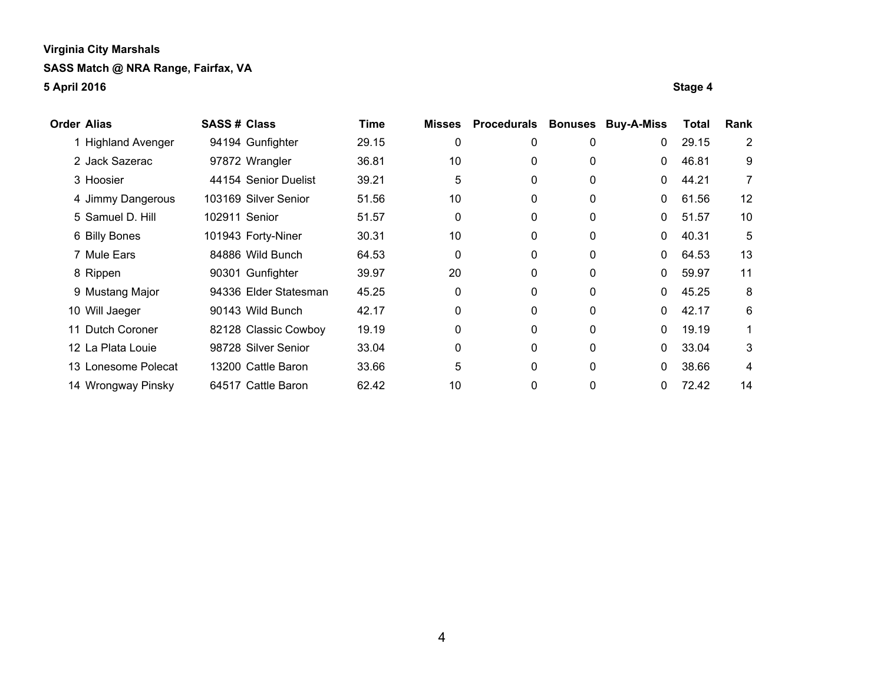**Virginia City Marshals**

**SASS Match @ NRA Range, Fairfax, VA**

**5 April 2016**

**Stage 4**

| Order | Alias | SASS # | Class | Time | Misses | Procedurals | Bonuses | Buy-A-Miss | Total | Rank |
|---|---|---|---|---|---|---|---|---|---|---|
| 1 | Highland Avenger | 94194 | Gunfighter | 29.15 | 0 | 0 | 0 | 0 | 29.15 | 2 |
| 2 | Jack Sazerac | 97872 | Wrangler | 36.81 | 10 | 0 | 0 | 0 | 46.81 | 9 |
| 3 | Hoosier | 44154 | Senior Duelist | 39.21 | 5 | 0 | 0 | 0 | 44.21 | 7 |
| 4 | Jimmy Dangerous | 103169 | Silver Senior | 51.56 | 10 | 0 | 0 | 0 | 61.56 | 12 |
| 5 | Samuel D. Hill | 102911 | Senior | 51.57 | 0 | 0 | 0 | 0 | 51.57 | 10 |
| 6 | Billy Bones | 101943 | Forty-Niner | 30.31 | 10 | 0 | 0 | 0 | 40.31 | 5 |
| 7 | Mule Ears | 84886 | Wild Bunch | 64.53 | 0 | 0 | 0 | 0 | 64.53 | 13 |
| 8 | Rippen | 90301 | Gunfighter | 39.97 | 20 | 0 | 0 | 0 | 59.97 | 11 |
| 9 | Mustang Major | 94336 | Elder Statesman | 45.25 | 0 | 0 | 0 | 0 | 45.25 | 8 |
| 10 | Will Jaeger | 90143 | Wild Bunch | 42.17 | 0 | 0 | 0 | 0 | 42.17 | 6 |
| 11 | Dutch Coroner | 82128 | Classic Cowboy | 19.19 | 0 | 0 | 0 | 0 | 19.19 | 1 |
| 12 | La Plata Louie | 98728 | Silver Senior | 33.04 | 0 | 0 | 0 | 0 | 33.04 | 3 |
| 13 | Lonesome Polecat | 13200 | Cattle Baron | 33.66 | 5 | 0 | 0 | 0 | 38.66 | 4 |
| 14 | Wrongway Pinsky | 64517 | Cattle Baron | 62.42 | 10 | 0 | 0 | 0 | 72.42 | 14 |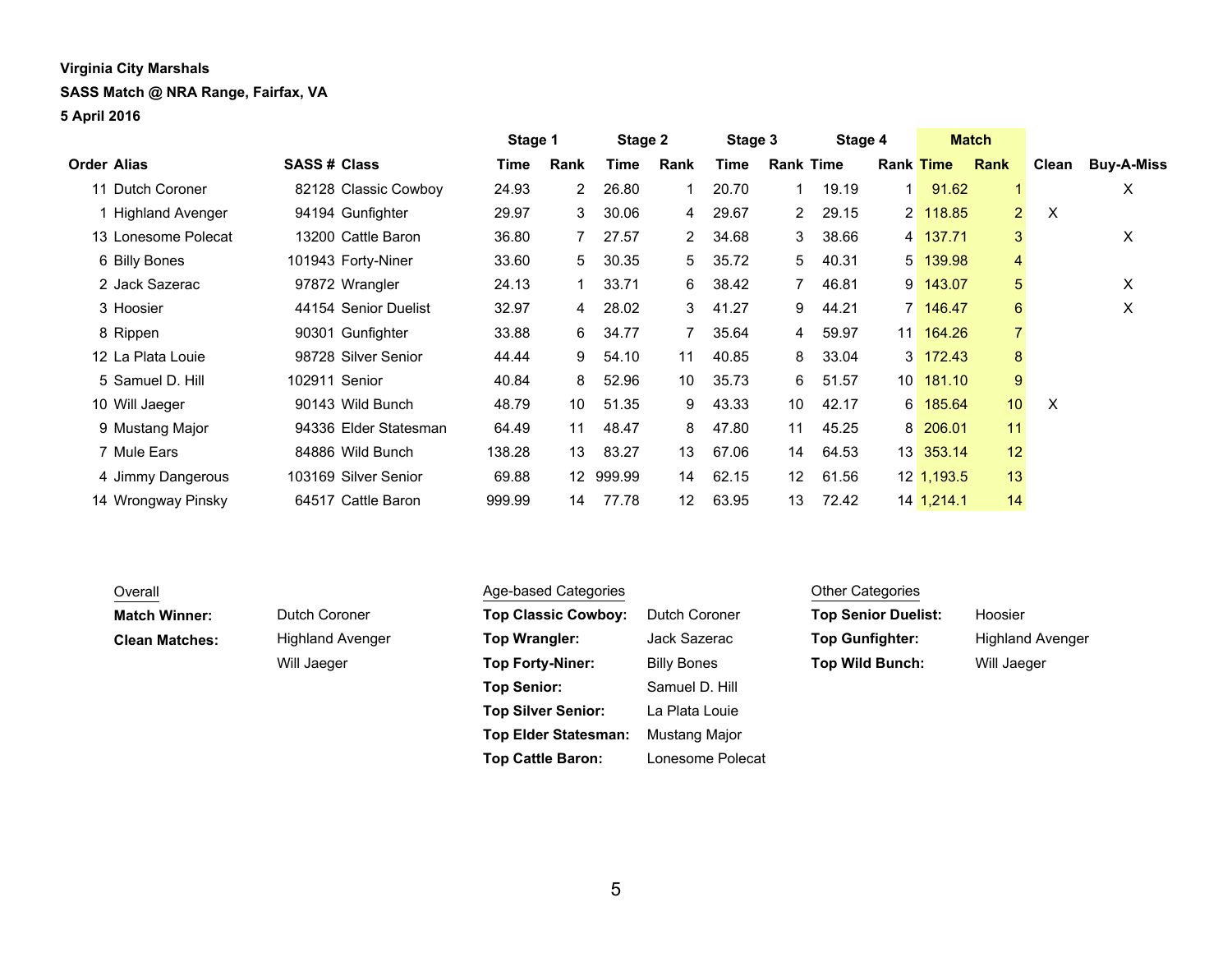**Virginia City Marshals**

**SASS Match @ NRA Range, Fairfax, VA**

**5 April 2016**

| | | | | Stage 1 | | Stage 2 | | Stage 3 | | Stage 4 | | Match | | | |
|---|---|---|---|---|---|---|---|---|---|---|---|---|---|---|---|
| **Order** | **Alias** | **SASS #** | **Class** | **Time** | **Rank** | **Time** | **Rank** | **Time** | **Rank** | **Time** | **Rank** | **Time** | **Rank** | **Clean** | **Buy-A-Miss** |
| 11 | Dutch Coroner | 82128 | Classic Cowboy | 24.93 | 2 | 26.80 | 1 | 20.70 | 1 | 19.19 | 1 | 91.62 | 1 | | X |
| 1 | Highland Avenger | 94194 | Gunfighter | 29.97 | 3 | 30.06 | 4 | 29.67 | 2 | 29.15 | 2 | 118.85 | 2 | X | |
| 13 | Lonesome Polecat | 13200 | Cattle Baron | 36.80 | 7 | 27.57 | 2 | 34.68 | 3 | 38.66 | 4 | 137.71 | 3 | | X |
| 6 | Billy Bones | 101943 | Forty-Niner | 33.60 | 5 | 30.35 | 5 | 35.72 | 5 | 40.31 | 5 | 139.98 | 4 | | |
| 2 | Jack Sazerac | 97872 | Wrangler | 24.13 | 1 | 33.71 | 6 | 38.42 | 7 | 46.81 | 9 | 143.07 | 5 | | X |
| 3 | Hoosier | 44154 | Senior Duelist | 32.97 | 4 | 28.02 | 3 | 41.27 | 9 | 44.21 | 7 | 146.47 | 6 | | X |
| 8 | Rippen | 90301 | Gunfighter | 33.88 | 6 | 34.77 | 7 | 35.64 | 4 | 59.97 | 11 | 164.26 | 7 | | |
| 12 | La Plata Louie | 98728 | Silver Senior | 44.44 | 9 | 54.10 | 11 | 40.85 | 8 | 33.04 | 3 | 172.43 | 8 | | |
| 5 | Samuel D. Hill | 102911 | Senior | 40.84 | 8 | 52.96 | 10 | 35.73 | 6 | 51.57 | 10 | 181.10 | 9 | | |
| 10 | Will Jaeger | 90143 | Wild Bunch | 48.79 | 10 | 51.35 | 9 | 43.33 | 10 | 42.17 | 6 | 185.64 | 10 | X | |
| 9 | Mustang Major | 94336 | Elder Statesman | 64.49 | 11 | 48.47 | 8 | 47.80 | 11 | 45.25 | 8 | 206.01 | 11 | | |
| 7 | Mule Ears | 84886 | Wild Bunch | 138.28 | 13 | 83.27 | 13 | 67.06 | 14 | 64.53 | 13 | 353.14 | 12 | | |
| 4 | Jimmy Dangerous | 103169 | Silver Senior | 69.88 | 12 | 999.99 | 14 | 62.15 | 12 | 61.56 | 12 | 1,193.5 | 13 | | |
| 14 | Wrongway Pinsky | 64517 | Cattle Baron | 999.99 | 14 | 77.78 | 12 | 63.95 | 13 | 72.42 | 14 | 1,214.1 | 14 | | |

Overall

**Match Winner:** Dutch Coroner

**Clean Matches:** Highland Avenger
Will Jaeger

Age-based Categories

**Top Classic Cowboy:** Dutch Coroner

**Top Wrangler:** Jack Sazerac

**Top Forty-Niner:** Billy Bones

**Top Senior:** Samuel D. Hill

**Top Silver Senior:** La Plata Louie

**Top Elder Statesman:** Mustang Major

**Top Cattle Baron:** Lonesome Polecat

Other Categories

**Top Senior Duelist:** Hoosier

**Top Gunfighter:** Highland Avenger

**Top Wild Bunch:** Will Jaeger